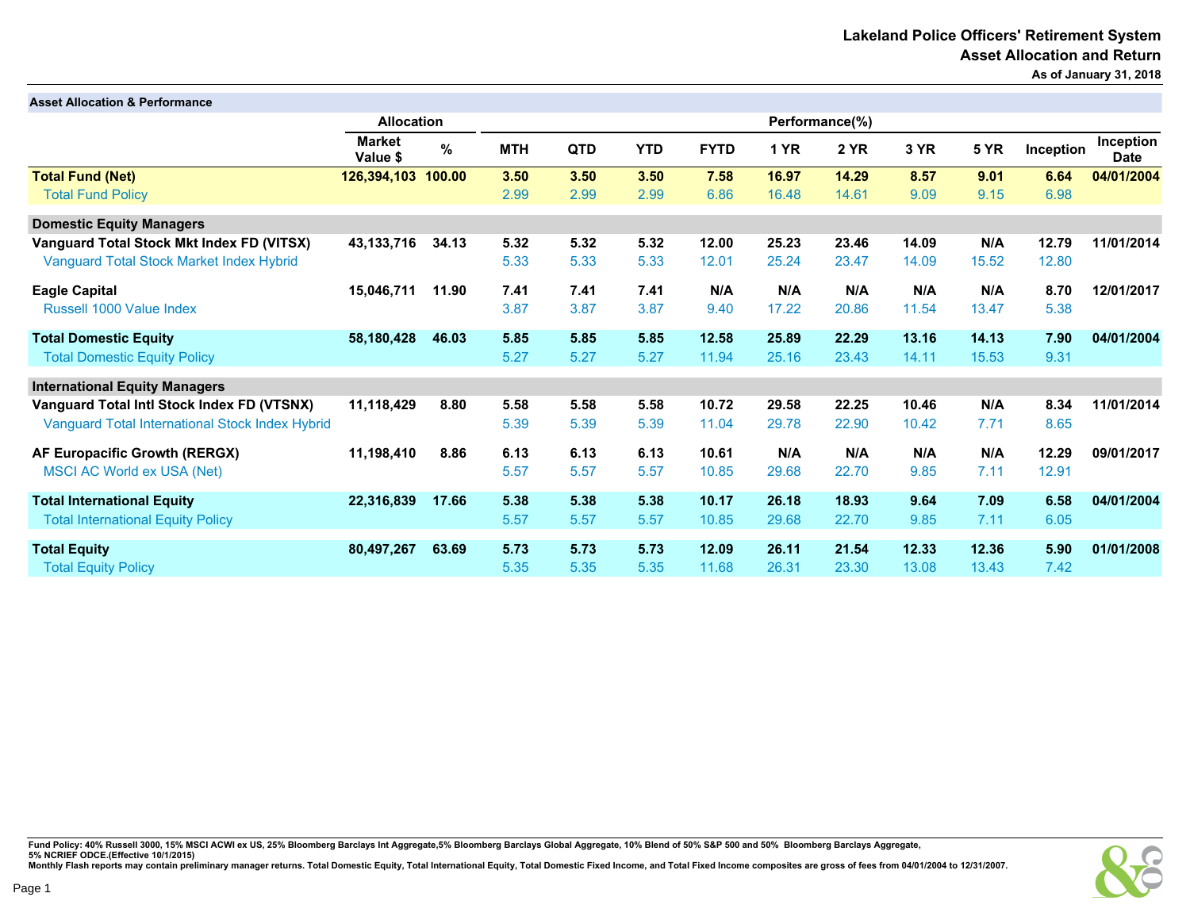# Lakeland Police Officers' Retirement System

## Asset Allocation and Return

**As of January 31, 2018**

### Asset Allocation & Performance

| | Allocation | | Performance(%) | | | | | | | | | |
|---|---|---|---|---|---|---|---|---|---|---|---|---|
| | Market Value $ | % | MTH | QTD | YTD | FYTD | 1 YR | 2 YR | 3 YR | 5 YR | Inception | Inception Date |
| **Total Fund (Net)** | **126,394,103** | **100.00** | **3.50** | **3.50** | **3.50** | **7.58** | **16.97** | **14.29** | **8.57** | **9.01** | **6.64** | **04/01/2004** |
| Total Fund Policy | | | 2.99 | 2.99 | 2.99 | 6.86 | 16.48 | 14.61 | 9.09 | 9.15 | 6.98 | |
| **Domestic Equity Managers** | | | | | | | | | | | | |
| **Vanguard Total Stock Mkt Index FD (VITSX)** | **43,133,716** | **34.13** | **5.32** | **5.32** | **5.32** | **12.00** | **25.23** | **23.46** | **14.09** | **N/A** | **12.79** | **11/01/2014** |
| Vanguard Total Stock Market Index Hybrid | | | 5.33 | 5.33 | 5.33 | 12.01 | 25.24 | 23.47 | 14.09 | 15.52 | 12.80 | |
| **Eagle Capital** | **15,046,711** | **11.90** | **7.41** | **7.41** | **7.41** | **N/A** | **N/A** | **N/A** | **N/A** | **N/A** | **8.70** | **12/01/2017** |
| Russell 1000 Value Index | | | 3.87 | 3.87 | 3.87 | 9.40 | 17.22 | 20.86 | 11.54 | 13.47 | 5.38 | |
| **Total Domestic Equity** | **58,180,428** | **46.03** | **5.85** | **5.85** | **5.85** | **12.58** | **25.89** | **22.29** | **13.16** | **14.13** | **7.90** | **04/01/2004** |
| Total Domestic Equity Policy | | | 5.27 | 5.27 | 5.27 | 11.94 | 25.16 | 23.43 | 14.11 | 15.53 | 9.31 | |
| **International Equity Managers** | | | | | | | | | | | | |
| **Vanguard Total Intl Stock Index FD (VTSNX)** | **11,118,429** | **8.80** | **5.58** | **5.58** | **5.58** | **10.72** | **29.58** | **22.25** | **10.46** | **N/A** | **8.34** | **11/01/2014** |
| Vanguard Total International Stock Index Hybrid | | | 5.39 | 5.39 | 5.39 | 11.04 | 29.78 | 22.90 | 10.42 | 7.71 | 8.65 | |
| **AF Europacific Growth (RERGX)** | **11,198,410** | **8.86** | **6.13** | **6.13** | **6.13** | **10.61** | **N/A** | **N/A** | **N/A** | **N/A** | **12.29** | **09/01/2017** |
| MSCI AC World ex USA (Net) | | | 5.57 | 5.57 | 5.57 | 10.85 | 29.68 | 22.70 | 9.85 | 7.11 | 12.91 | |
| **Total International Equity** | **22,316,839** | **17.66** | **5.38** | **5.38** | **5.38** | **10.17** | **26.18** | **18.93** | **9.64** | **7.09** | **6.58** | **04/01/2004** |
| Total International Equity Policy | | | 5.57 | 5.57 | 5.57 | 10.85 | 29.68 | 22.70 | 9.85 | 7.11 | 6.05 | |
| **Total Equity** | **80,497,267** | **63.69** | **5.73** | **5.73** | **5.73** | **12.09** | **26.11** | **21.54** | **12.33** | **12.36** | **5.90** | **01/01/2008** |
| Total Equity Policy | | | 5.35 | 5.35 | 5.35 | 11.68 | 26.31 | 23.30 | 13.08 | 13.43 | 7.42 | |

**Fund Policy: 40% Russell 3000, 15% MSCI ACWI ex US, 25% Bloomberg Barclays Int Aggregate,5% Bloomberg Barclays Global Aggregate, 10% Blend of 50% S&P 500 and 50% Bloomberg Barclays Aggregate, 5% NCRIEF ODCE.(Effective 10/1/2015)**
**Monthly Flash reports may contain preliminary manager returns. Total Domestic Equity, Total International Equity, Total Domestic Fixed Income, and Total Fixed Income composites are gross of fees from 04/01/2004 to 12/31/2007.**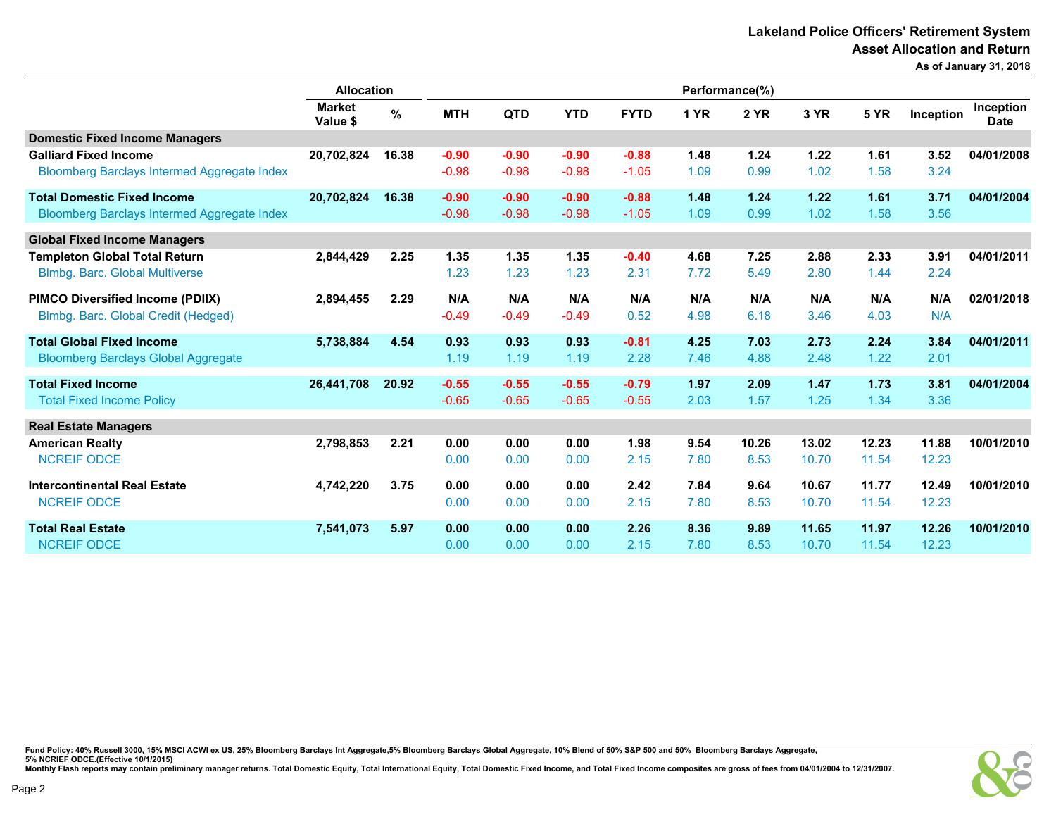## Lakeland Police Officers' Retirement System
## Asset Allocation and Return
**As of January 31, 2018**

| | Allocation | | Performance(%) | | | | | | | | | | |
|---|---|---|---|---|---|---|---|---|---|---|---|---|---|
| | Market Value $ | % | MTH | QTD | YTD | FYTD | 1 YR | 2 YR | 3 YR | 5 YR | Inception | Inception Date |
| **Domestic Fixed Income Managers** | | | | | | | | | | | | |
| **Galliard Fixed Income** | 20,702,824 | 16.38 | -0.90 | -0.90 | -0.90 | -0.88 | 1.48 | 1.24 | 1.22 | 1.61 | 3.52 | 04/01/2008 |
| Bloomberg Barclays Intermed Aggregate Index | | | -0.98 | -0.98 | -0.98 | -1.05 | 1.09 | 0.99 | 1.02 | 1.58 | 3.24 | |
| **Total Domestic Fixed Income** | 20,702,824 | 16.38 | -0.90 | -0.90 | -0.90 | -0.88 | 1.48 | 1.24 | 1.22 | 1.61 | 3.71 | 04/01/2004 |
| Bloomberg Barclays Intermed Aggregate Index | | | -0.98 | -0.98 | -0.98 | -1.05 | 1.09 | 0.99 | 1.02 | 1.58 | 3.56 | |
| **Global Fixed Income Managers** | | | | | | | | | | | | |
| **Templeton Global Total Return** | 2,844,429 | 2.25 | 1.35 | 1.35 | 1.35 | -0.40 | 4.68 | 7.25 | 2.88 | 2.33 | 3.91 | 04/01/2011 |
| Blmbg. Barc. Global Multiverse | | | 1.23 | 1.23 | 1.23 | 2.31 | 7.72 | 5.49 | 2.80 | 1.44 | 2.24 | |
| **PIMCO Diversified Income (PDIIX)** | 2,894,455 | 2.29 | N/A | N/A | N/A | N/A | N/A | N/A | N/A | N/A | N/A | 02/01/2018 |
| Blmbg. Barc. Global Credit (Hedged) | | | -0.49 | -0.49 | -0.49 | 0.52 | 4.98 | 6.18 | 3.46 | 4.03 | N/A | |
| **Total Global Fixed Income** | 5,738,884 | 4.54 | 0.93 | 0.93 | 0.93 | -0.81 | 4.25 | 7.03 | 2.73 | 2.24 | 3.84 | 04/01/2011 |
| Bloomberg Barclays Global Aggregate | | | 1.19 | 1.19 | 1.19 | 2.28 | 7.46 | 4.88 | 2.48 | 1.22 | 2.01 | |
| **Total Fixed Income** | 26,441,708 | 20.92 | -0.55 | -0.55 | -0.55 | -0.79 | 1.97 | 2.09 | 1.47 | 1.73 | 3.81 | 04/01/2004 |
| Total Fixed Income Policy | | | -0.65 | -0.65 | -0.65 | -0.55 | 2.03 | 1.57 | 1.25 | 1.34 | 3.36 | |
| **Real Estate Managers** | | | | | | | | | | | | |
| **American Realty** | 2,798,853 | 2.21 | 0.00 | 0.00 | 0.00 | 1.98 | 9.54 | 10.26 | 13.02 | 12.23 | 11.88 | 10/01/2010 |
| NCREIF ODCE | | | 0.00 | 0.00 | 0.00 | 2.15 | 7.80 | 8.53 | 10.70 | 11.54 | 12.23 | |
| **Intercontinental Real Estate** | 4,742,220 | 3.75 | 0.00 | 0.00 | 0.00 | 2.42 | 7.84 | 9.64 | 10.67 | 11.77 | 12.49 | 10/01/2010 |
| NCREIF ODCE | | | 0.00 | 0.00 | 0.00 | 2.15 | 7.80 | 8.53 | 10.70 | 11.54 | 12.23 | |
| **Total Real Estate** | 7,541,073 | 5.97 | 0.00 | 0.00 | 0.00 | 2.26 | 8.36 | 9.89 | 11.65 | 11.97 | 12.26 | 10/01/2010 |
| NCREIF ODCE | | | 0.00 | 0.00 | 0.00 | 2.15 | 7.80 | 8.53 | 10.70 | 11.54 | 12.23 | |

Fund Policy: 40% Russell 3000, 15% MSCI ACWI ex US, 25% Bloomberg Barclays Int Aggregate,5% Bloomberg Barclays Global Aggregate, 10% Blend of 50% S&P 500 and 50% Bloomberg Barclays Aggregate, 5% NCRIEF ODCE.(Effective 10/1/2015)
Monthly Flash reports may contain preliminary manager returns. Total Domestic Equity, Total International Equity, Total Domestic Fixed Income, and Total Fixed Income composites are gross of fees from 04/01/2004 to 12/31/2007.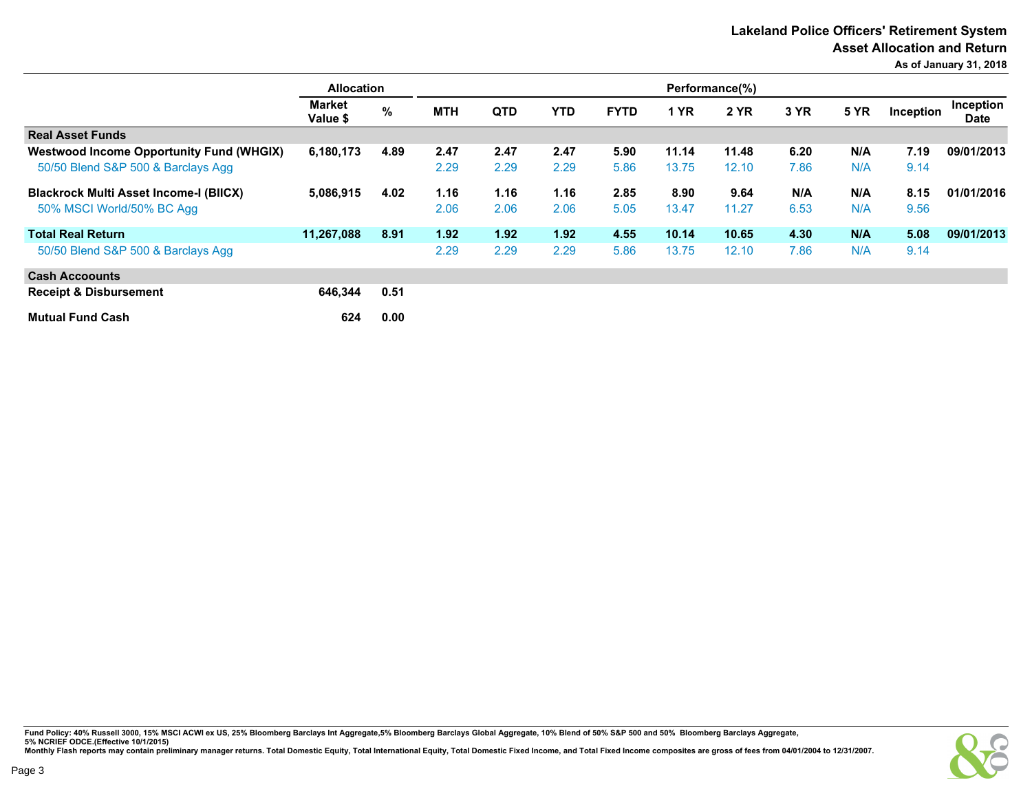**Lakeland Police Officers' Retirement System**
**Asset Allocation and Return**
**As of January 31, 2018**

| | Allocation | | Performance(%) | | | | | | | | | |
|---|---|---|---|---|---|---|---|---|---|---|---|---|
| | Market Value $ | % | MTH | QTD | YTD | FYTD | 1 YR | 2 YR | 3 YR | 5 YR | Inception | Inception Date |
| **Real Asset Funds** | | | | | | | | | | | | |
| **Westwood Income Opportunity Fund (WHGIX)** | 6,180,173 | 4.89 | 2.47 | 2.47 | 2.47 | 5.90 | 11.14 | 11.48 | 6.20 | N/A | 7.19 | 09/01/2013 |
| 50/50 Blend S&P 500 & Barclays Agg | | | 2.29 | 2.29 | 2.29 | 5.86 | 13.75 | 12.10 | 7.86 | N/A | 9.14 | |
| **Blackrock Multi Asset Income-I (BIICX)** | 5,086,915 | 4.02 | 1.16 | 1.16 | 1.16 | 2.85 | 8.90 | 9.64 | N/A | N/A | 8.15 | 01/01/2016 |
| 50% MSCI World/50% BC Agg | | | 2.06 | 2.06 | 2.06 | 5.05 | 13.47 | 11.27 | 6.53 | N/A | 9.56 | |
| **Total Real Return** | 11,267,088 | 8.91 | 1.92 | 1.92 | 1.92 | 4.55 | 10.14 | 10.65 | 4.30 | N/A | 5.08 | 09/01/2013 |
| 50/50 Blend S&P 500 & Barclays Agg | | | 2.29 | 2.29 | 2.29 | 5.86 | 13.75 | 12.10 | 7.86 | N/A | 9.14 | |
| **Cash Accoounts** | | | | | | | | | | | | |
| **Receipt & Disbursement** | 646,344 | 0.51 | | | | | | | | | | |
| **Mutual Fund Cash** | 624 | 0.00 | | | | | | | | | | |

Fund Policy: 40% Russell 3000, 15% MSCI ACWI ex US, 25% Bloomberg Barclays Int Aggregate,5% Bloomberg Barclays Global Aggregate, 10% Blend of 50% S&P 500 and 50% Bloomberg Barclays Aggregate, 5% NCRIEF ODCE.(Effective 10/1/2015)
Monthly Flash reports may contain preliminary manager returns. Total Domestic Equity, Total International Equity, Total Domestic Fixed Income, and Total Fixed Income composites are gross of fees from 04/01/2004 to 12/31/2007.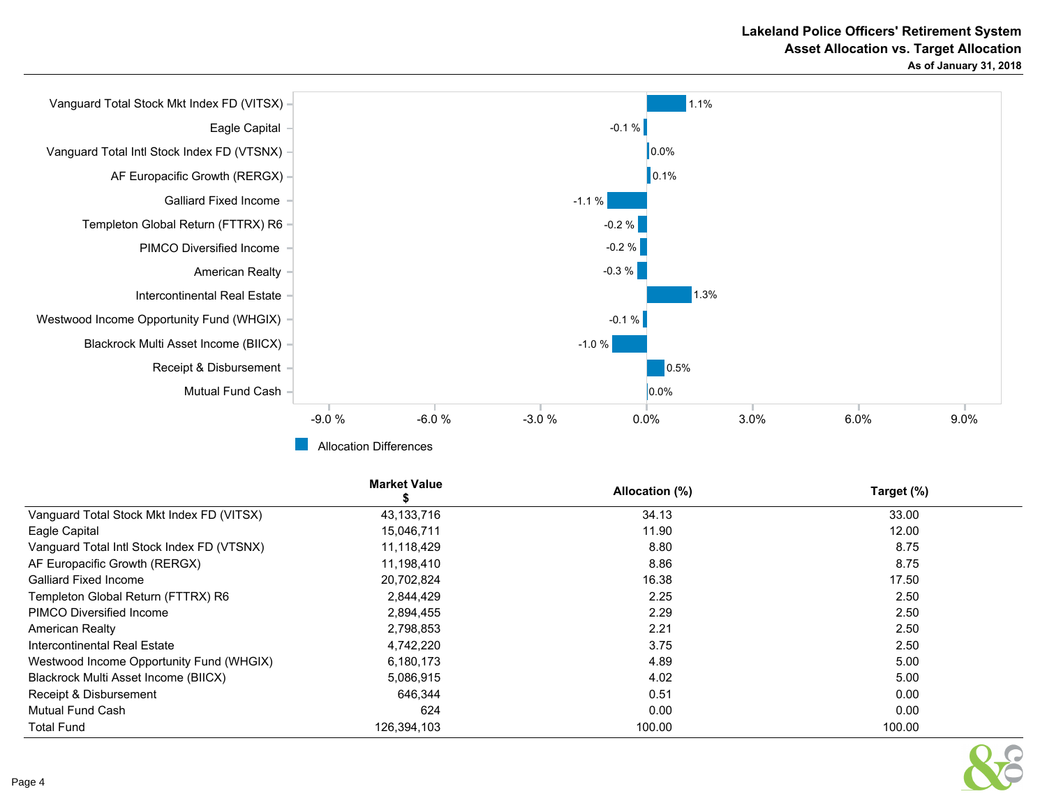**Lakeland Police Officers' Retirement System**
**Asset Allocation vs. Target Allocation**
**As of January 31, 2018**

| | Allocation Differences |
|---|---|
| Vanguard Total Stock Mkt Index FD (VITSX) | 1.1% |
| Eagle Capital | -0.1 % |
| Vanguard Total Intl Stock Index FD (VTSNX) | 0.0% |
| AF Europacific Growth (RERGX) | 0.1% |
| Galliard Fixed Income | -1.1 % |
| Templeton Global Return (FTTRX) R6 | -0.2 % |
| PIMCO Diversified Income | -0.2 % |
| American Realty | -0.3 % |
| Intercontinental Real Estate | 1.3% |
| Westwood Income Opportunity Fund (WHGIX) | -0.1 % |
| Blackrock Multi Asset Income (BIICX) | -1.0 % |
| Receipt & Disbursement | 0.5% |
| Mutual Fund Cash | 0.0% |

| | Market Value $ | Allocation (%) | Target (%) |
|---|---|---|---|
| Vanguard Total Stock Mkt Index FD (VITSX) | 43,133,716 | 34.13 | 33.00 |
| Eagle Capital | 15,046,711 | 11.90 | 12.00 |
| Vanguard Total Intl Stock Index FD (VTSNX) | 11,118,429 | 8.80 | 8.75 |
| AF Europacific Growth (RERGX) | 11,198,410 | 8.86 | 8.75 |
| Galliard Fixed Income | 20,702,824 | 16.38 | 17.50 |
| Templeton Global Return (FTTRX) R6 | 2,844,429 | 2.25 | 2.50 |
| PIMCO Diversified Income | 2,894,455 | 2.29 | 2.50 |
| American Realty | 2,798,853 | 2.21 | 2.50 |
| Intercontinental Real Estate | 4,742,220 | 3.75 | 2.50 |
| Westwood Income Opportunity Fund (WHGIX) | 6,180,173 | 4.89 | 5.00 |
| Blackrock Multi Asset Income (BIICX) | 5,086,915 | 4.02 | 5.00 |
| Receipt & Disbursement | 646,344 | 0.51 | 0.00 |
| Mutual Fund Cash | 624 | 0.00 | 0.00 |
| Total Fund | 126,394,103 | 100.00 | 100.00 |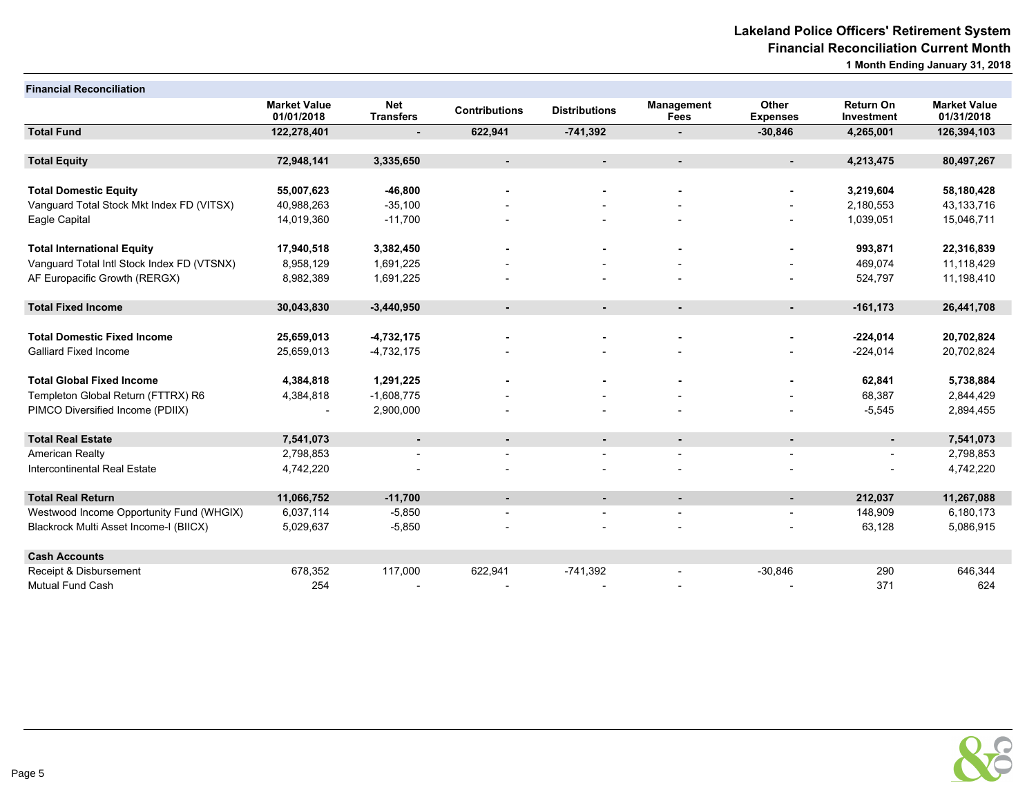# Lakeland Police Officers' Retirement System

## Financial Reconciliation Current Month

**1 Month Ending January 31, 2018**

| Financial Reconciliation | Market Value 01/01/2018 | Net Transfers | Contributions | Distributions | Management Fees | Other Expenses | Return On Investment | Market Value 01/31/2018 |
|---|---|---|---|---|---|---|---|---|
| **Total Fund** | **122,278,401** | **-** | **622,941** | **-741,392** | **-** | **-30,846** | **4,265,001** | **126,394,103** |
| | | | | | | | | |
| **Total Equity** | **72,948,141** | **3,335,650** | **-** | **-** | **-** | **-** | **4,213,475** | **80,497,267** |
| | | | | | | | | |
| **Total Domestic Equity** | **55,007,623** | **-46,800** | **-** | **-** | **-** | **-** | **3,219,604** | **58,180,428** |
| Vanguard Total Stock Mkt Index FD (VITSX) | 40,988,263 | -35,100 | - | - | - | - | 2,180,553 | 43,133,716 |
| Eagle Capital | 14,019,360 | -11,700 | - | - | - | - | 1,039,051 | 15,046,711 |
| | | | | | | | | |
| **Total International Equity** | **17,940,518** | **3,382,450** | **-** | **-** | **-** | **-** | **993,871** | **22,316,839** |
| Vanguard Total Intl Stock Index FD (VTSNX) | 8,958,129 | 1,691,225 | - | - | - | - | 469,074 | 11,118,429 |
| AF Europacific Growth (RERGX) | 8,982,389 | 1,691,225 | - | - | - | - | 524,797 | 11,198,410 |
| | | | | | | | | |
| **Total Fixed Income** | **30,043,830** | **-3,440,950** | **-** | **-** | **-** | **-** | **-161,173** | **26,441,708** |
| | | | | | | | | |
| **Total Domestic Fixed Income** | **25,659,013** | **-4,732,175** | **-** | **-** | **-** | **-** | **-224,014** | **20,702,824** |
| Galliard Fixed Income | 25,659,013 | -4,732,175 | - | - | - | - | -224,014 | 20,702,824 |
| | | | | | | | | |
| **Total Global Fixed Income** | **4,384,818** | **1,291,225** | **-** | **-** | **-** | **-** | **62,841** | **5,738,884** |
| Templeton Global Return (FTTRX) R6 | 4,384,818 | -1,608,775 | - | - | - | - | 68,387 | 2,844,429 |
| PIMCO Diversified Income (PDIIX) | - | 2,900,000 | - | - | - | - | -5,545 | 2,894,455 |
| | | | | | | | | |
| **Total Real Estate** | **7,541,073** | **-** | **-** | **-** | **-** | **-** | **-** | **7,541,073** |
| American Realty | 2,798,853 | - | - | - | - | - | - | 2,798,853 |
| Intercontinental Real Estate | 4,742,220 | - | - | - | - | - | - | 4,742,220 |
| | | | | | | | | |
| **Total Real Return** | **11,066,752** | **-11,700** | **-** | **-** | **-** | **-** | **212,037** | **11,267,088** |
| Westwood Income Opportunity Fund (WHGIX) | 6,037,114 | -5,850 | - | - | - | - | 148,909 | 6,180,173 |
| Blackrock Multi Asset Income-I (BIICX) | 5,029,637 | -5,850 | - | - | - | - | 63,128 | 5,086,915 |
| | | | | | | | | |
| **Cash Accounts** | | | | | | | | |
| Receipt & Disbursement | 678,352 | 117,000 | 622,941 | -741,392 | - | -30,846 | 290 | 646,344 |
| Mutual Fund Cash | 254 | - | - | - | - | - | 371 | 624 |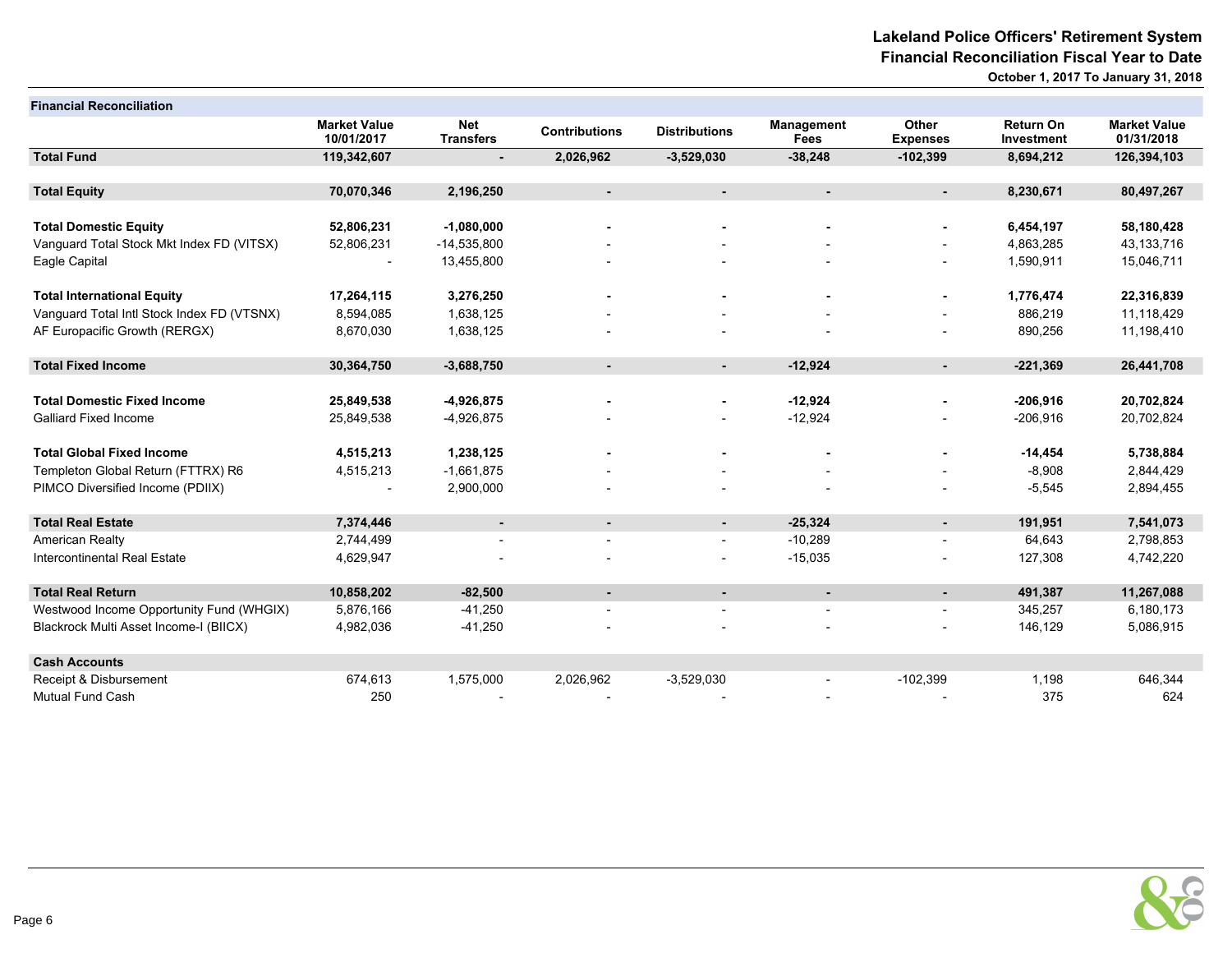# Lakeland Police Officers' Retirement System
## Financial Reconciliation Fiscal Year to Date
**October 1, 2017 To January 31, 2018**

| Financial Reconciliation | Market Value 10/01/2017 | Net Transfers | Contributions | Distributions | Management Fees | Other Expenses | Return On Investment | Market Value 01/31/2018 |
|---|---|---|---|---|---|---|---|---|
| **Total Fund** | **119,342,607** | **-** | **2,026,962** | **-3,529,030** | **-38,248** | **-102,399** | **8,694,212** | **126,394,103** |
| | | | | | | | | |
| **Total Equity** | **70,070,346** | **2,196,250** | **-** | **-** | **-** | **-** | **8,230,671** | **80,497,267** |
| | | | | | | | | |
| **Total Domestic Equity** | **52,806,231** | **-1,080,000** | **-** | **-** | **-** | **-** | **6,454,197** | **58,180,428** |
| Vanguard Total Stock Mkt Index FD (VITSX) | 52,806,231 | -14,535,800 | - | - | - | - | 4,863,285 | 43,133,716 |
| Eagle Capital | - | 13,455,800 | - | - | - | - | 1,590,911 | 15,046,711 |
| | | | | | | | | |
| **Total International Equity** | **17,264,115** | **3,276,250** | **-** | **-** | **-** | **-** | **1,776,474** | **22,316,839** |
| Vanguard Total Intl Stock Index FD (VTSNX) | 8,594,085 | 1,638,125 | - | - | - | - | 886,219 | 11,118,429 |
| AF Europacific Growth (RERGX) | 8,670,030 | 1,638,125 | - | - | - | - | 890,256 | 11,198,410 |
| | | | | | | | | |
| **Total Fixed Income** | **30,364,750** | **-3,688,750** | **-** | **-** | **-12,924** | **-** | **-221,369** | **26,441,708** |
| | | | | | | | | |
| **Total Domestic Fixed Income** | **25,849,538** | **-4,926,875** | **-** | **-** | **-12,924** | **-** | **-206,916** | **20,702,824** |
| Galliard Fixed Income | 25,849,538 | -4,926,875 | - | - | -12,924 | - | -206,916 | 20,702,824 |
| | | | | | | | | |
| **Total Global Fixed Income** | **4,515,213** | **1,238,125** | **-** | **-** | **-** | **-** | **-14,454** | **5,738,884** |
| Templeton Global Return (FTTRX) R6 | 4,515,213 | -1,661,875 | - | - | - | - | -8,908 | 2,844,429 |
| PIMCO Diversified Income (PDIIX) | - | 2,900,000 | - | - | - | - | -5,545 | 2,894,455 |
| | | | | | | | | |
| **Total Real Estate** | **7,374,446** | **-** | **-** | **-** | **-25,324** | **-** | **191,951** | **7,541,073** |
| American Realty | 2,744,499 | - | - | - | -10,289 | - | 64,643 | 2,798,853 |
| Intercontinental Real Estate | 4,629,947 | - | - | - | -15,035 | - | 127,308 | 4,742,220 |
| | | | | | | | | |
| **Total Real Return** | **10,858,202** | **-82,500** | **-** | **-** | **-** | **-** | **491,387** | **11,267,088** |
| Westwood Income Opportunity Fund (WHGIX) | 5,876,166 | -41,250 | - | - | - | - | 345,257 | 6,180,173 |
| Blackrock Multi Asset Income-I (BIICX) | 4,982,036 | -41,250 | - | - | - | - | 146,129 | 5,086,915 |
| | | | | | | | | |
| **Cash Accounts** | | | | | | | | |
| Receipt & Disbursement | 674,613 | 1,575,000 | 2,026,962 | -3,529,030 | - | -102,399 | 1,198 | 646,344 |
| Mutual Fund Cash | 250 | - | - | - | - | - | 375 | 624 |